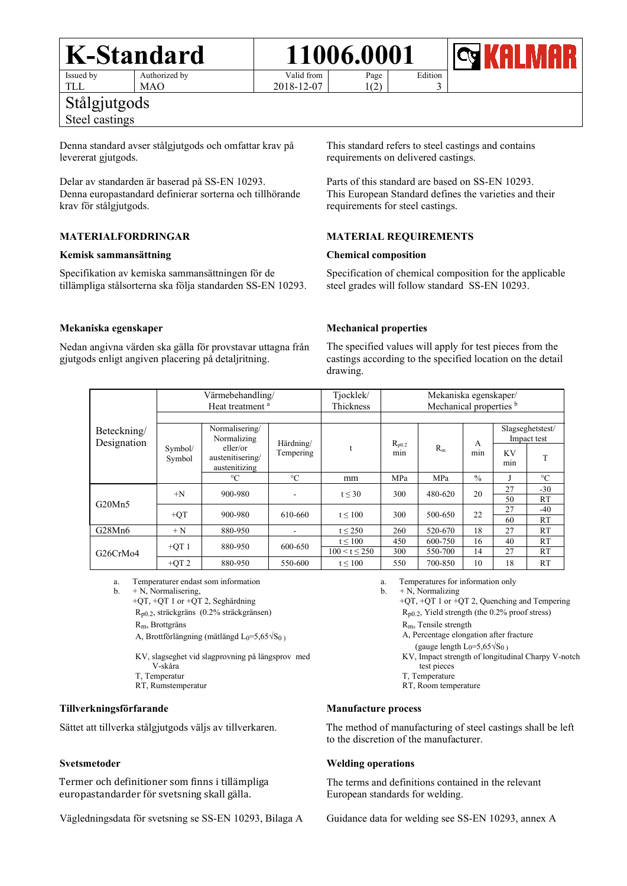# K-Standard

**11006.0001**

| Issued by | Authorized by | Valid from | Page | Edition |
|---|---|---|---|---|
| TLL | MAO | 2018-12-07 | 1(2) | 3 |

## Stålgjutgods

Steel castings

Denna standard avser stålgjutgods och omfattar krav på levererat gjutgods.

Delar av standarden är baserad på SS-EN 10293. Denna europastandard definierar sorterna och tillhörande krav för stålgjutgods.

This standard refers to steel castings and contains requirements on delivered castings.

Parts of this standard are based on SS-EN 10293. This European Standard defines the varieties and their requirements for steel castings.

### MATERIALFORDRINGAR / MATERIAL REQUIREMENTS

#### Kemisk sammansättning / Chemical composition

Specifikation av kemiska sammansättningen för de tillämpliga stålsorterna ska följa standarden SS-EN 10293.

Specification of chemical composition for the applicable steel grades will follow standard SS-EN 10293.

#### Mekaniska egenskaper / Mechanical properties

Nedan angivna värden ska gälla för provstavar uttagna från gjutgods enligt angiven placering på detaljritning.

The specified values will apply for test pieces from the castings according to the specified location on the detail drawing.

| Beteckning/ Designation | Värmebehandling/ Heat treatment [a] | | | Tjocklek/ Thickness | Mekaniska egenskaper/ Mechanical properties [b] | | | | |
|---|---|---|---|---|---|---|---|---|---|
| | Symbol/ Symbol | Normalisering/ Normalizing eller/or austenitisering/ austenitizing | Härdning/ Tempering | t | $R_{p0.2}$ min | $R_m$ | A min | Slagseghetstest/ Impact test KV min | T |
| | | °C | °C | mm | MPa | MPa | % | J | °C |
| G20Mn5 | +N | 900-980 | - | t ≤ 30 | 300 | 480-620 | 20 | 27 | -30 |
| | | | | | | | | 50 | RT |
| | +QT | 900-980 | 610-660 | t ≤ 100 | 300 | 500-650 | 22 | 27 | -40 |
| | | | | | | | | 60 | RT |
| G28Mn6 | + N | 880-950 | - | t ≤ 250 | 260 | 520-670 | 18 | 27 | RT |
| G26CrMo4 | +QT 1 | 880-950 | 600-650 | t ≤ 100 | 450 | 600-750 | 16 | 40 | RT |
| | | | | 100 < t ≤ 250 | 300 | 550-700 | 14 | 27 | RT |
| | +QT 2 | 880-950 | 550-600 | t ≤ 100 | 550 | 700-850 | 10 | 18 | RT |

a. Temperaturer endast som information
b. + N, Normalisering,
+QT, +QT 1 or +QT 2, Seghärdning
$R_{p0.2}$, sträckgräns (0.2% sträckgränsen)
$R_m$, Brottgräns
A, Brottförlängning (mätlängd $L_0=5{,}65\sqrt{S_0}$)
KV, slagseghet vid slagprovning på längsprov med V-skåra
T, Temperatur
RT, Rumstemperatur

a. Temperatures for information only
b. + N, Normalizing
+QT, +QT 1 or +QT 2, Quenching and Tempering
$R_{p0.2}$, Yield strength (the 0.2% proof stress)
$R_m$, Tensile strength
A, Percentage elongation after fracture (gauge length $L_0=5{,}65\sqrt{S_0}$)
KV, Impact strength of longitudinal Charpy V-notch test pieces
T, Temperature
RT, Room temperature

#### Tillverkningsförfarande / Manufacture process

Sättet att tillverka stålgjutgods väljs av tillverkaren.

The method of manufacturing of steel castings shall be left to the discretion of the manufacturer.

#### Svetsmetoder / Welding operations

Termer och definitioner som finns i tillämpliga europastandarder för svetsning skall gälla.

Vägledningsdata för svetsning se SS-EN 10293, Bilaga A

The terms and definitions contained in the relevant European standards for welding.

Guidance data for welding see SS-EN 10293, annex A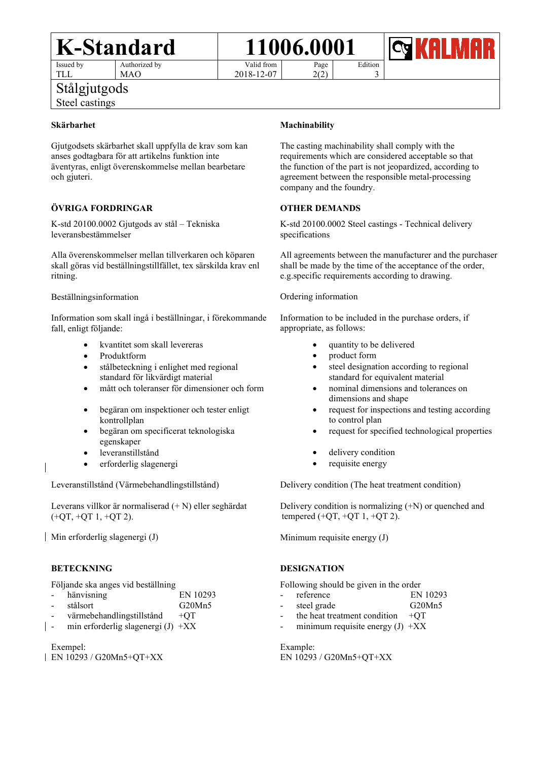# K-Standard

# 11006.0001

| Issued by | Authorized by | Valid from | Page | Edition |
|---|---|---|---|---|
| TLL | MAO | 2018-12-07 | 2(2) | 3 |

Stålgjutgods

Steel castings

**Skärbarhet**

Gjutgodsets skärbarhet skall uppfylla de krav som kan anses godtagbara för att artikelns funktion inte äventyras, enligt överenskommelse mellan bearbetare och gjuteri.

**Machinability**

The casting machinability shall comply with the requirements which are considered acceptable so that the function of the part is not jeopardized, according to agreement between the responsible metal-processing company and the foundry.

## ÖVRIGA FORDRINGAR

K-std 20100.0002 Gjutgods av stål – Tekniska leveransbestämmelser

Alla överenskommelser mellan tillverkaren och köparen skall göras vid beställningstillfället, tex särskilda krav enl ritning.

Beställningsinformation

Information som skall ingå i beställningar, i förekommande fall, enligt följande:

- kvantitet som skall levereras
- Produktform
- stålbeteckning i enlighet med regional standard för likvärdigt material
- mått och toleranser för dimensioner och form
- begäran om inspektioner och tester enligt kontrollplan
- begäran om specificerat teknologiska egenskaper
- leveranstillstånd
- erforderlig slagenergi

Leveranstillstånd (Värmebehandlingstillstånd)

Leverans villkor är normaliserad (+ N) eller seghärdat (+QT, +QT 1, +QT 2).

Min erforderlig slagenergi (J)

## OTHER DEMANDS

K-std 20100.0002 Steel castings - Technical delivery specifications

All agreements between the manufacturer and the purchaser shall be made by the time of the acceptance of the order, e.g.specific requirements according to drawing.

Ordering information

Information to be included in the purchase orders, if appropriate, as follows:

- quantity to be delivered
- product form
- steel designation according to regional standard for equivalent material
- nominal dimensions and tolerances on dimensions and shape
- request for inspections and testing according to control plan
- request for specified technological properties
- delivery condition
- requisite energy

Delivery condition (The heat treatment condition)

Delivery condition is normalizing (+N) or quenched and tempered (+QT, +QT 1, +QT 2).

Minimum requisite energy (J)

## BETECKNING

Följande ska anges vid beställning

- hänvisning EN 10293
- stålsort G20Mn5
- värmebehandlingstillstånd +QT
- min erforderlig slagenergi (J) +XX

Exempel:
EN 10293 / G20Mn5+QT+XX

## DESIGNATION

Following should be given in the order

- reference EN 10293
- steel grade G20Mn5
- the heat treatment condition +QT
- minimum requisite energy (J) +XX

Example:
EN 10293 / G20Mn5+QT+XX